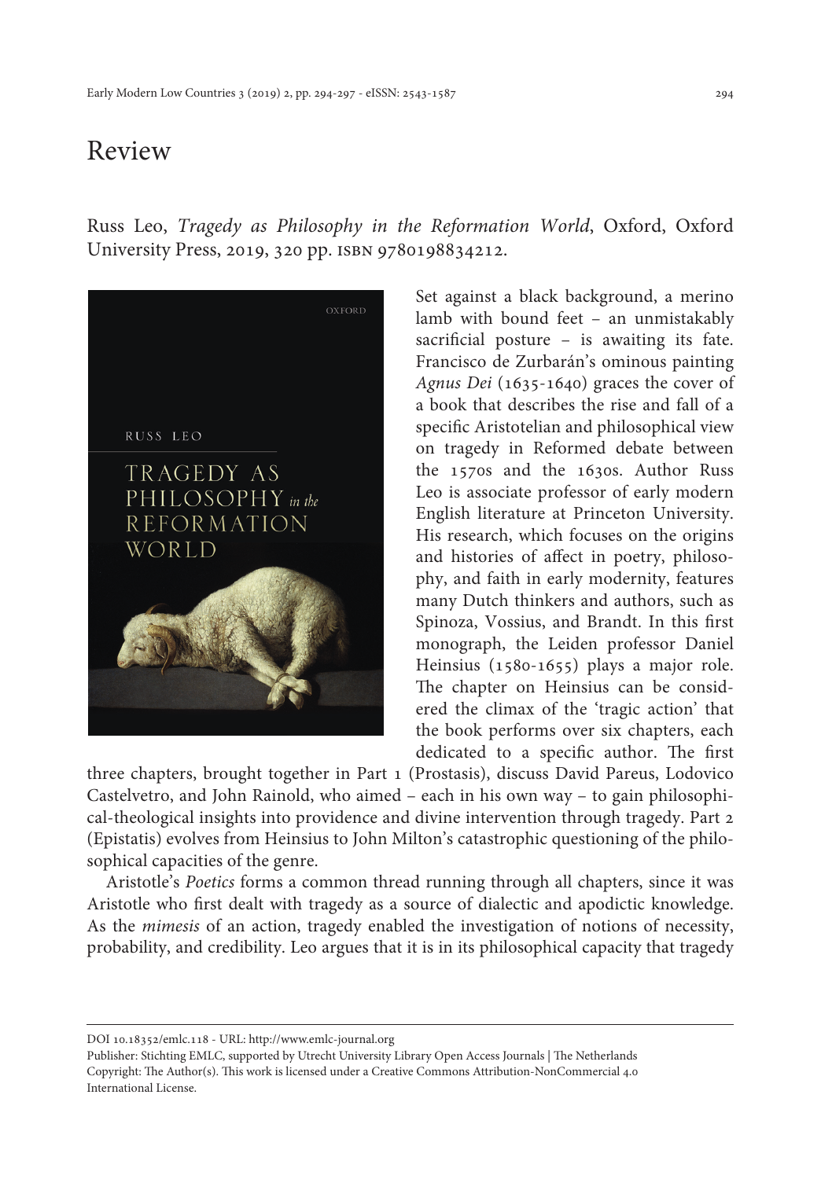# Review

Russ Leo, *Tragedy as Philosophy in the Reformation World*, Oxford, Oxford University Press, 2019, 320 pp. ISBN 9780198834212.

Set against a black background, a merino lamb with bound feet – an unmistakably sacrificial posture – is awaiting its fate. Francisco de Zurbarán's ominous painting *Agnus Dei* (1635-1640) graces the cover of a book that describes the rise and fall of a specific Aristotelian and philosophical view on tragedy in Reformed debate between the 1570s and the 1630s. Author Russ Leo is associate professor of early modern English literature at Princeton University. His research, which focuses on the origins and histories of affect in poetry, philosophy, and faith in early modernity, features many Dutch thinkers and authors, such as Spinoza, Vossius, and Brandt. In this first monograph, the Leiden professor Daniel Heinsius (1580-1655) plays a major role. The chapter on Heinsius can be considered the climax of the 'tragic action' that the book performs over six chapters, each dedicated to a specific author. The first three chapters, brought together in Part 1 (Prostasis), discuss David Pareus, Lodovico Castelvetro, and John Rainold, who aimed – each in his own way – to gain philosophical-theological insights into providence and divine intervention through tragedy. Part 2 (Epistatis) evolves from Heinsius to John Milton's catastrophic questioning of the philosophical capacities of the genre.

Aristotle's *Poetics* forms a common thread running through all chapters, since it was Aristotle who first dealt with tragedy as a source of dialectic and apodictic knowledge. As the *mimesis* of an action, tragedy enabled the investigation of notions of necessity, probability, and credibility. Leo argues that it is in its philosophical capacity that tragedy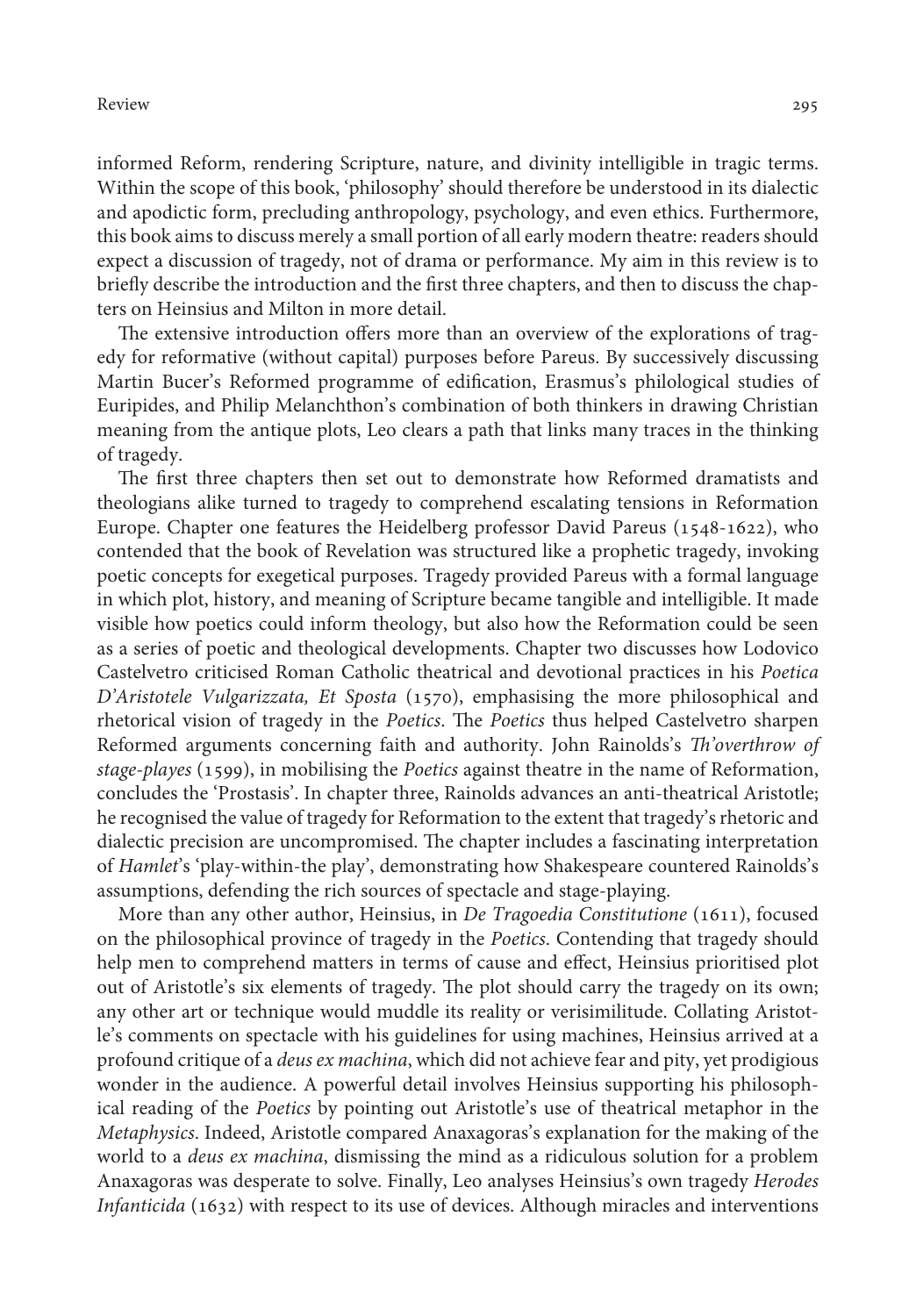informed Reform, rendering Scripture, nature, and divinity intelligible in tragic terms. Within the scope of this book, 'philosophy' should therefore be understood in its dialectic and apodictic form, precluding anthropology, psychology, and even ethics. Furthermore, this book aims to discuss merely a small portion of all early modern theatre: readers should expect a discussion of tragedy, not of drama or performance. My aim in this review is to briefly describe the introduction and the first three chapters, and then to discuss the chapters on Heinsius and Milton in more detail.

The extensive introduction offers more than an overview of the explorations of tragedy for reformative (without capital) purposes before Pareus. By successively discussing Martin Bucer's Reformed programme of edification, Erasmus's philological studies of Euripides, and Philip Melanchthon's combination of both thinkers in drawing Christian meaning from the antique plots, Leo clears a path that links many traces in the thinking of tragedy.

The first three chapters then set out to demonstrate how Reformed dramatists and theologians alike turned to tragedy to comprehend escalating tensions in Reformation Europe. Chapter one features the Heidelberg professor David Pareus (1548-1622), who contended that the book of Revelation was structured like a prophetic tragedy, invoking poetic concepts for exegetical purposes. Tragedy provided Pareus with a formal language in which plot, history, and meaning of Scripture became tangible and intelligible. It made visible how poetics could inform theology, but also how the Reformation could be seen as a series of poetic and theological developments. Chapter two discusses how Lodovico Castelvetro criticised Roman Catholic theatrical and devotional practices in his *Poetica D'Aristotele Vulgarizzata, Et Sposta* (1570), emphasising the more philosophical and rhetorical vision of tragedy in the *Poetics*. The *Poetics* thus helped Castelvetro sharpen Reformed arguments concerning faith and authority. John Rainolds's *Th'overthrow of stage-playes* (1599), in mobilising the *Poetics* against theatre in the name of Reformation, concludes the 'Prostasis'. In chapter three, Rainolds advances an anti-theatrical Aristotle; he recognised the value of tragedy for Reformation to the extent that tragedy's rhetoric and dialectic precision are uncompromised. The chapter includes a fascinating interpretation of *Hamlet*'s 'play-within-the play', demonstrating how Shakespeare countered Rainolds's assumptions, defending the rich sources of spectacle and stage-playing.

More than any other author, Heinsius, in *De Tragoedia Constitutione* (1611), focused on the philosophical province of tragedy in the *Poetics*. Contending that tragedy should help men to comprehend matters in terms of cause and effect, Heinsius prioritised plot out of Aristotle's six elements of tragedy. The plot should carry the tragedy on its own; any other art or technique would muddle its reality or verisimilitude. Collating Aristotle's comments on spectacle with his guidelines for using machines, Heinsius arrived at a profound critique of a *deus ex machina*, which did not achieve fear and pity, yet prodigious wonder in the audience. A powerful detail involves Heinsius supporting his philosophical reading of the *Poetics* by pointing out Aristotle's use of theatrical metaphor in the *Metaphysics*. Indeed, Aristotle compared Anaxagoras's explanation for the making of the world to a *deus ex machina*, dismissing the mind as a ridiculous solution for a problem Anaxagoras was desperate to solve. Finally, Leo analyses Heinsius's own tragedy *Herodes Infanticida* (1632) with respect to its use of devices. Although miracles and interventions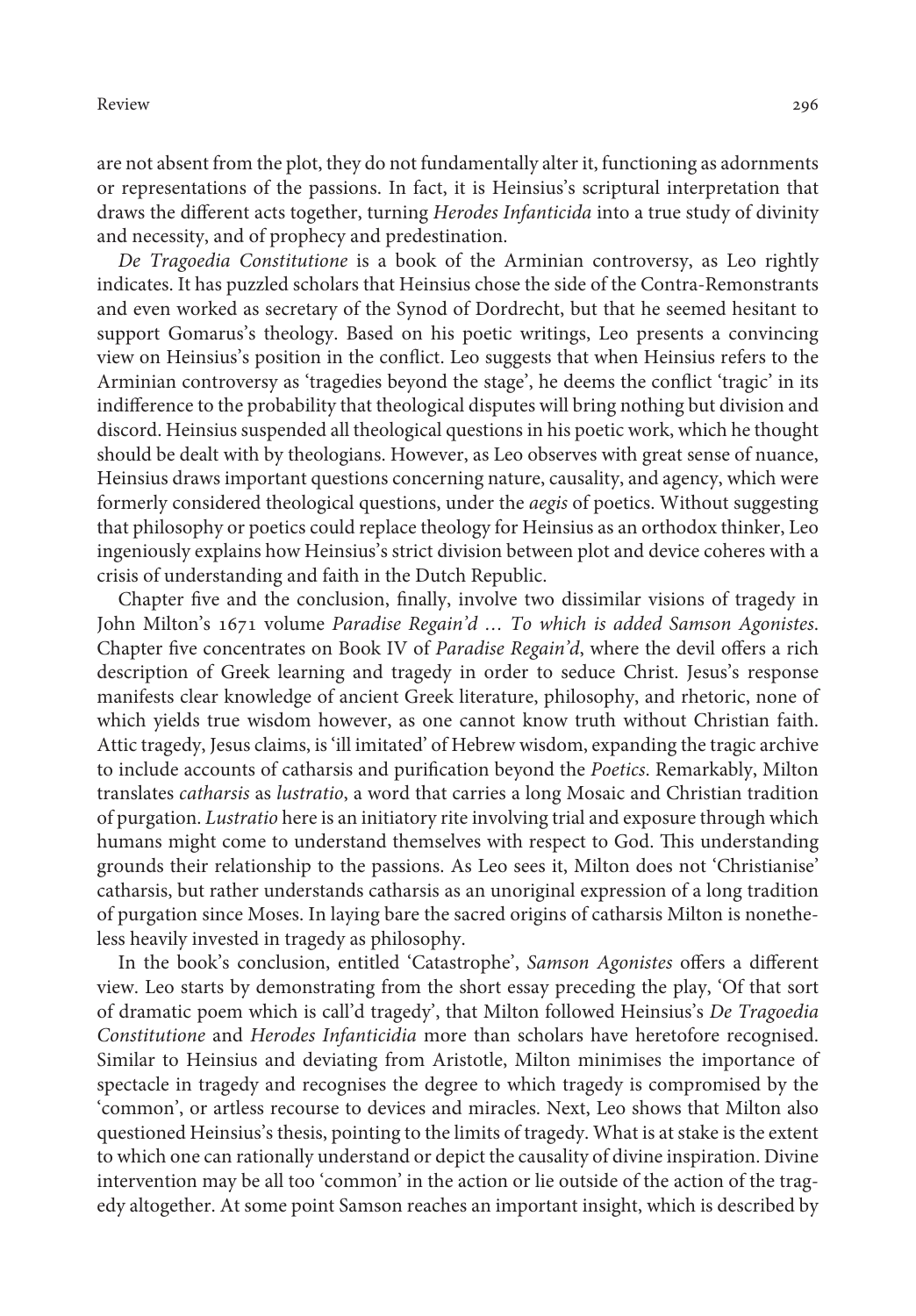are not absent from the plot, they do not fundamentally alter it, functioning as adornments or representations of the passions. In fact, it is Heinsius's scriptural interpretation that draws the different acts together, turning *Herodes Infanticida* into a true study of divinity and necessity, and of prophecy and predestination.

*De Tragoedia Constitutione* is a book of the Arminian controversy, as Leo rightly indicates. It has puzzled scholars that Heinsius chose the side of the Contra-Remonstrants and even worked as secretary of the Synod of Dordrecht, but that he seemed hesitant to support Gomarus's theology. Based on his poetic writings, Leo presents a convincing view on Heinsius's position in the conflict. Leo suggests that when Heinsius refers to the Arminian controversy as 'tragedies beyond the stage', he deems the conflict 'tragic' in its indifference to the probability that theological disputes will bring nothing but division and discord. Heinsius suspended all theological questions in his poetic work, which he thought should be dealt with by theologians. However, as Leo observes with great sense of nuance, Heinsius draws important questions concerning nature, causality, and agency, which were formerly considered theological questions, under the *aegis* of poetics. Without suggesting that philosophy or poetics could replace theology for Heinsius as an orthodox thinker, Leo ingeniously explains how Heinsius's strict division between plot and device coheres with a crisis of understanding and faith in the Dutch Republic.

Chapter five and the conclusion, finally, involve two dissimilar visions of tragedy in John Milton's 1671 volume *Paradise Regain'd … To which is added Samson Agonistes*. Chapter five concentrates on Book IV of *Paradise Regain'd*, where the devil offers a rich description of Greek learning and tragedy in order to seduce Christ. Jesus's response manifests clear knowledge of ancient Greek literature, philosophy, and rhetoric, none of which yields true wisdom however, as one cannot know truth without Christian faith. Attic tragedy, Jesus claims, is 'ill imitated' of Hebrew wisdom, expanding the tragic archive to include accounts of catharsis and purification beyond the *Poetics*. Remarkably, Milton translates *catharsis* as *lustratio*, a word that carries a long Mosaic and Christian tradition of purgation. *Lustratio* here is an initiatory rite involving trial and exposure through which humans might come to understand themselves with respect to God. This understanding grounds their relationship to the passions. As Leo sees it, Milton does not 'Christianise' catharsis, but rather understands catharsis as an unoriginal expression of a long tradition of purgation since Moses. In laying bare the sacred origins of catharsis Milton is nonetheless heavily invested in tragedy as philosophy.

In the book's conclusion, entitled 'Catastrophe', *Samson Agonistes* offers a different view. Leo starts by demonstrating from the short essay preceding the play, 'Of that sort of dramatic poem which is call'd tragedy', that Milton followed Heinsius's *De Tragoedia Constitutione* and *Herodes Infanticidia* more than scholars have heretofore recognised. Similar to Heinsius and deviating from Aristotle, Milton minimises the importance of spectacle in tragedy and recognises the degree to which tragedy is compromised by the 'common', or artless recourse to devices and miracles. Next, Leo shows that Milton also questioned Heinsius's thesis, pointing to the limits of tragedy. What is at stake is the extent to which one can rationally understand or depict the causality of divine inspiration. Divine intervention may be all too 'common' in the action or lie outside of the action of the tragedy altogether. At some point Samson reaches an important insight, which is described by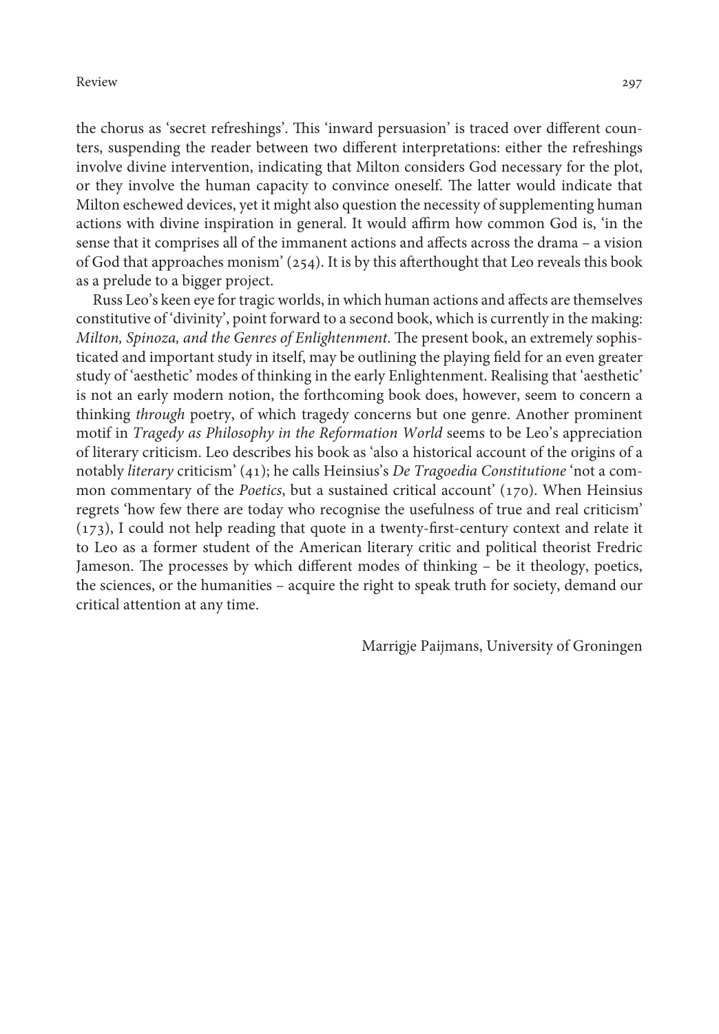the chorus as 'secret refreshings'. This 'inward persuasion' is traced over different counters, suspending the reader between two different interpretations: either the refreshings involve divine intervention, indicating that Milton considers God necessary for the plot, or they involve the human capacity to convince oneself. The latter would indicate that Milton eschewed devices, yet it might also question the necessity of supplementing human actions with divine inspiration in general. It would affirm how common God is, 'in the sense that it comprises all of the immanent actions and affects across the drama – a vision of God that approaches monism' (254). It is by this afterthought that Leo reveals this book as a prelude to a bigger project.

Russ Leo's keen eye for tragic worlds, in which human actions and affects are themselves constitutive of 'divinity', point forward to a second book, which is currently in the making: *Milton, Spinoza, and the Genres of Enlightenment*. The present book, an extremely sophisticated and important study in itself, may be outlining the playing field for an even greater study of 'aesthetic' modes of thinking in the early Enlightenment. Realising that 'aesthetic' is not an early modern notion, the forthcoming book does, however, seem to concern a thinking *through* poetry, of which tragedy concerns but one genre. Another prominent motif in *Tragedy as Philosophy in the Reformation World* seems to be Leo's appreciation of literary criticism. Leo describes his book as 'also a historical account of the origins of a notably *literary* criticism' (41); he calls Heinsius's *De Tragoedia Constitutione* 'not a common commentary of the *Poetics*, but a sustained critical account' (170). When Heinsius regrets 'how few there are today who recognise the usefulness of true and real criticism' (173), I could not help reading that quote in a twenty-first-century context and relate it to Leo as a former student of the American literary critic and political theorist Fredric Jameson. The processes by which different modes of thinking – be it theology, poetics, the sciences, or the humanities – acquire the right to speak truth for society, demand our critical attention at any time.

Marrigje Paijmans, University of Groningen